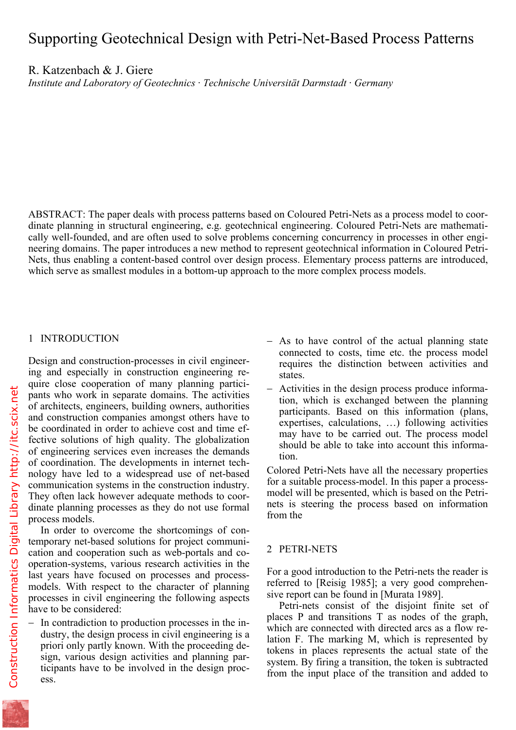# Supporting Geotechnical Design with Petri-Net-Based Process Patterns

R. Katzenbach & J. Giere

*Institute and Laboratory of Geotechnics · Technische Universität Darmstadt · Germany*

ABSTRACT: The paper deals with process patterns based on Coloured Petri-Nets as a process model to coordinate planning in structural engineering, e.g. geotechnical engineering. Coloured Petri-Nets are mathematically well-founded, and are often used to solve problems concerning concurrency in processes in other engineering domains. The paper introduces a new method to represent geotechnical information in Coloured Petri-Nets, thus enabling a content-based control over design process. Elementary process patterns are introduced, which serve as smallest modules in a bottom-up approach to the more complex process models.

## 1 INTRODUCTION

Design and construction-processes in civil engineering and especially in construction engineering require close cooperation of many planning participants who work in separate domains. The activities of architects, engineers, building owners, authorities and construction companies amongst others have to be coordinated in order to achieve cost and time effective solutions of high quality. The globalization of engineering services even increases the demands of coordination. The developments in internet technology have led to a widespread use of net-based communication systems in the construction industry. They often lack however adequate methods to coordinate planning processes as they do not use formal process models.

In order to overcome the shortcomings of contemporary net-based solutions for project communication and cooperation such as web-portals and cooperation-systems, various research activities in the last years have focused on processes and process-models. With respect to the character of planning processes in civil engineering the following aspects have to be considered:

- In contradiction to production processes in the industry, the design process in civil engineering is a priori only partly known. With the proceeding design, various design activities and planning participants have to be involved in the design process.
- As to have control of the actual planning state connected to costs, time etc. the process model requires the distinction between activities and states.
- Activities in the design process produce information, which is exchanged between the planning participants. Based on this information (plans, expertises, calculations, …) following activities may have to be carried out. The process model should be able to take into account this information.

Colored Petri-Nets have all the necessary properties for a suitable process-model. In this paper a process-model will be presented, which is based on the Petri-nets is steering the process based on information from the

## 2 PETRI-NETS

For a good introduction to the Petri-nets the reader is referred to [Reisig 1985]; a very good comprehensive report can be found in [Murata 1989].

Petri-nets consist of the disjoint finite set of places P and transitions T as nodes of the graph, which are connected with directed arcs as a flow relation F. The marking M, which is represented by tokens in places represents the actual state of the system. By firing a transition, the token is subtracted from the input place of the transition and added to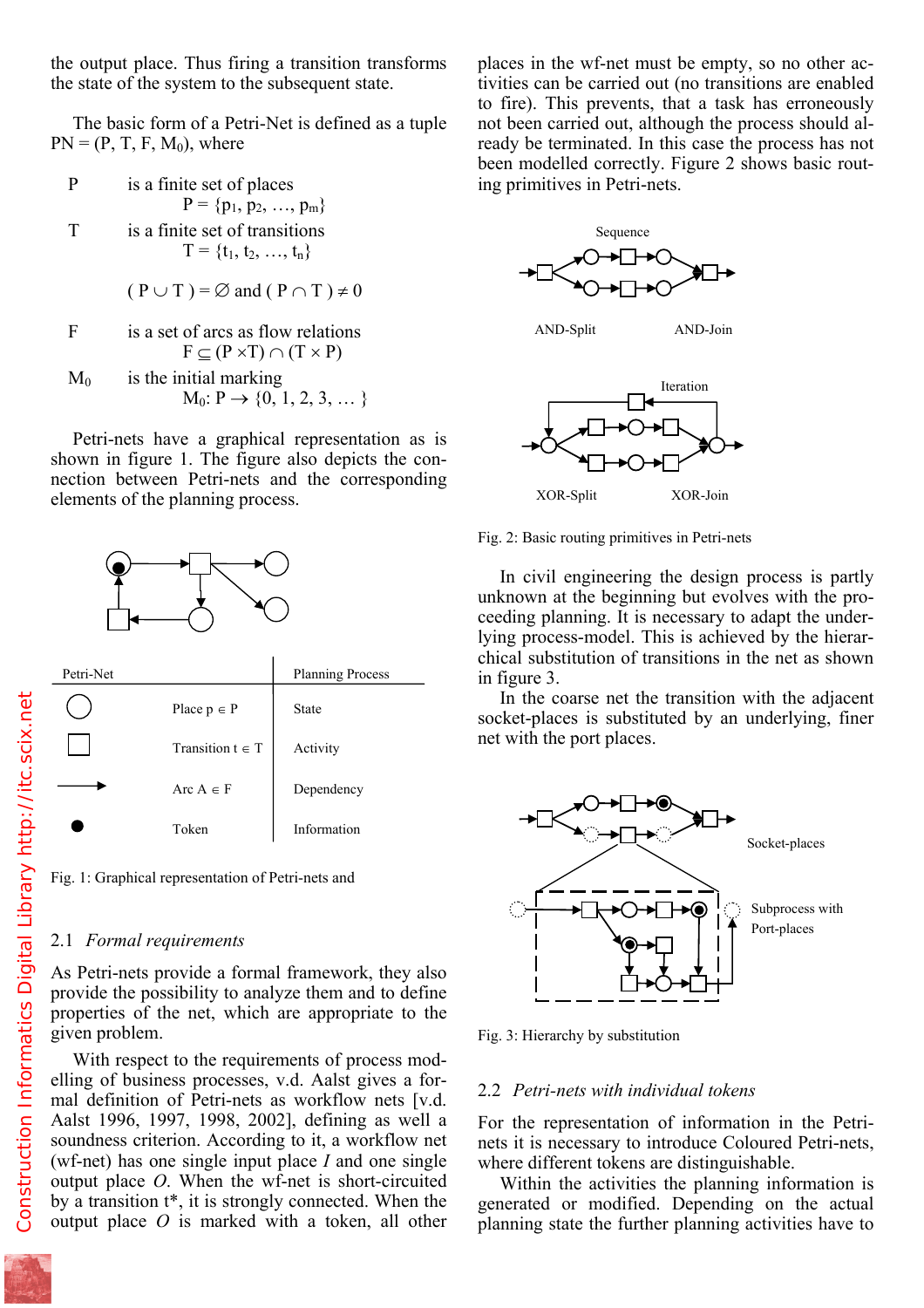the output place. Thus firing a transition transforms the state of the system to the subsequent state.

The basic form of a Petri-Net is defined as a tuple PN = (P, T, F, $M_0$), where

P  is a finite set of places
$P = \{p_1, p_2, \ldots, p_m\}$

T  is a finite set of transitions
$T = \{t_1, t_2, \ldots, t_n\}$

$(P \cup T) = \emptyset$ and $(P \cap T) \neq 0$

F  is a set of arcs as flow relations
$F \subseteq (P \times T) \cap (T \times P)$

$M_0$  is the initial marking
$M_0: P \rightarrow \{0, 1, 2, 3, \ldots\}$

Petri-nets have a graphical representation as is shown in figure 1. The figure also depicts the connection between Petri-nets and the corresponding elements of the planning process.

| Petri-Net | | Planning Process |
|---|---|---|
| ○ | Place p ∈ P | State |
| □ | Transition t ∈ T | Activity |
| → | Arc A ∈ F | Dependency |
| ● | Token | Information |

Fig. 1: Graphical representation of Petri-nets and

## 2.1 *Formal requirements*

As Petri-nets provide a formal framework, they also provide the possibility to analyze them and to define properties of the net, which are appropriate to the given problem.

With respect to the requirements of process modelling of business processes, v.d. Aalst gives a formal definition of Petri-nets as workflow nets [v.d. Aalst 1996, 1997, 1998, 2002], defining as well a soundness criterion. According to it, a workflow net (wf-net) has one single input place *I* and one single output place *O*. When the wf-net is short-circuited by a transition t*, it is strongly connected. When the output place *O* is marked with a token, all other places in the wf-net must be empty, so no other activities can be carried out (no transitions are enabled to fire). This prevents, that a task has erroneously not been carried out, although the process should already be terminated. In this case the process has not been modelled correctly. Figure 2 shows basic routing primitives in Petri-nets.

Sequence

AND-Split    AND-Join

Iteration

XOR-Split    XOR-Join

Fig. 2: Basic routing primitives in Petri-nets

In civil engineering the design process is partly unknown at the beginning but evolves with the proceeding planning. It is necessary to adapt the underlying process-model. This is achieved by the hierarchical substitution of transitions in the net as shown in figure 3.

In the coarse net the transition with the adjacent socket-places is substituted by an underlying, finer net with the port places.

Socket-places

Subprocess with Port-places

Fig. 3: Hierarchy by substitution

## 2.2 *Petri-nets with individual tokens*

For the representation of information in the Petri-nets it is necessary to introduce Coloured Petri-nets, where different tokens are distinguishable.

Within the activities the planning information is generated or modified. Depending on the actual planning state the further planning activities have to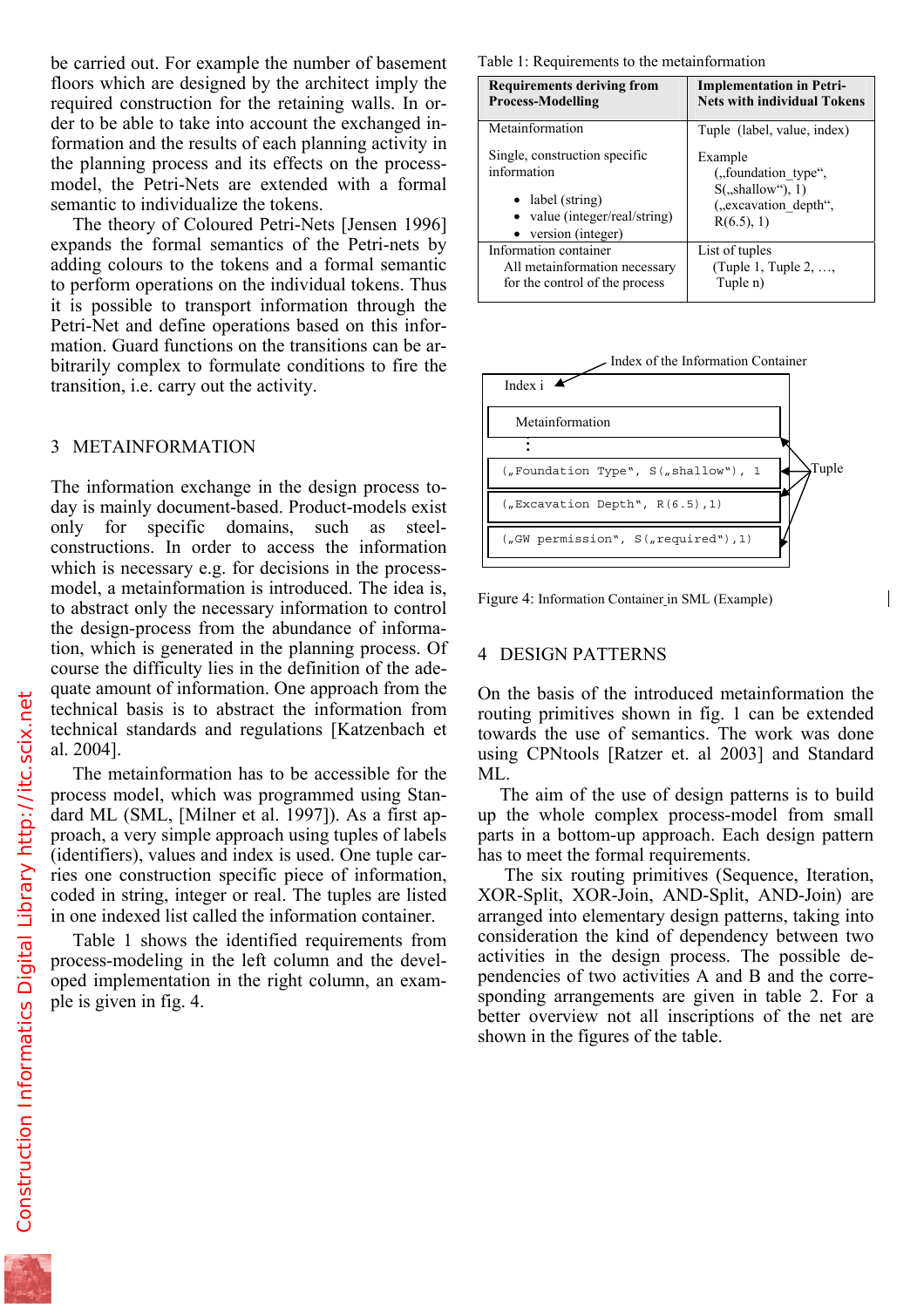be carried out. For example the number of basement floors which are designed by the architect imply the required construction for the retaining walls. In order to be able to take into account the exchanged information and the results of each planning activity in the planning process and its effects on the process-model, the Petri-Nets are extended with a formal semantic to individualize the tokens.

The theory of Coloured Petri-Nets [Jensen 1996] expands the formal semantics of the Petri-nets by adding colours to the tokens and a formal semantic to perform operations on the individual tokens. Thus it is possible to transport information through the Petri-Net and define operations based on this information. Guard functions on the transitions can be arbitrarily complex to formulate conditions to fire the transition, i.e. carry out the activity.

## 3 METAINFORMATION

The information exchange in the design process today is mainly document-based. Product-models exist only for specific domains, such as steel-constructions. In order to access the information which is necessary e.g. for decisions in the process-model, a metainformation is introduced. The idea is, to abstract only the necessary information to control the design-process from the abundance of information, which is generated in the planning process. Of course the difficulty lies in the definition of the adequate amount of information. One approach from the technical basis is to abstract the information from technical standards and regulations [Katzenbach et al. 2004].

The metainformation has to be accessible for the process model, which was programmed using Standard ML (SML, [Milner et al. 1997]). As a first approach, a very simple approach using tuples of labels (identifiers), values and index is used. One tuple carries one construction specific piece of information, coded in string, integer or real. The tuples are listed in one indexed list called the information container.

Table 1 shows the identified requirements from process-modeling in the left column and the developed implementation in the right column, an example is given in fig. 4.

Table 1: Requirements to the metainformation

| **Requirements deriving from Process-Modelling** | **Implementation in Petri-Nets with individual Tokens** |
|---|---|
| Metainformation<br><br>Single, construction specific information<br>• label (string)<br>• value (integer/real/string)<br>• version (integer) | Tuple (label, value, index)<br><br>Example<br>(„foundation_type“, S(„shallow“), 1)<br>(„excavation_depth“, R(6.5), 1) |
| Information container<br>All metainformation necessary for the control of the process | List of tuples<br>(Tuple 1, Tuple 2, …, Tuple n) |

Index of the Information Container

```
Index i
Metainformation
⋮
(„Foundation Type“, S(„shallow“), 1
(„Excavation Depth“, R(6.5),1)
(„GW permission“, S(„required“),1)
```

Tuple

Figure 4: Information Container in SML (Example)

## 4 DESIGN PATTERNS

On the basis of the introduced metainformation the routing primitives shown in fig. 1 can be extended towards the use of semantics. The work was done using CPNtools [Ratzer et. al 2003] and Standard ML.

The aim of the use of design patterns is to build up the whole complex process-model from small parts in a bottom-up approach. Each design pattern has to meet the formal requirements.

The six routing primitives (Sequence, Iteration, XOR-Split, XOR-Join, AND-Split, AND-Join) are arranged into elementary design patterns, taking into consideration the kind of dependency between two activities in the design process. The possible dependencies of two activities A and B and the corresponding arrangements are given in table 2. For a better overview not all inscriptions of the net are shown in the figures of the table.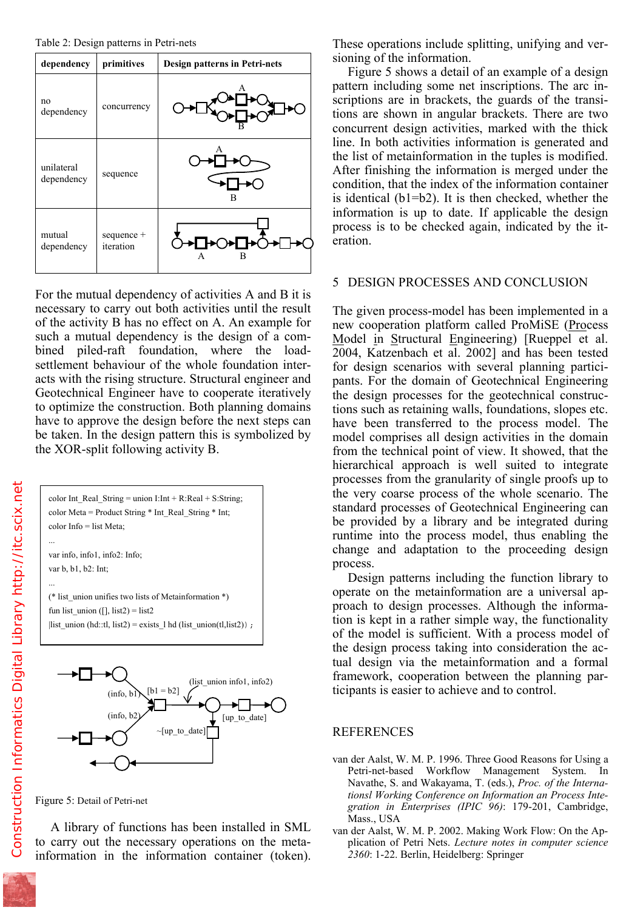Table 2: Design patterns in Petri-nets

| dependency | primitives | Design patterns in Petri-nets |
|---|---|---|
| no dependency | concurrency | |
| unilateral dependency | sequence | |
| mutual dependency | sequence + iteration | |

For the mutual dependency of activities A and B it is necessary to carry out both activities until the result of the activity B has no effect on A. An example for such a mutual dependency is the design of a combined piled-raft foundation, where the load-settlement behaviour of the whole foundation interacts with the rising structure. Structural engineer and Geotechnical Engineer have to cooperate iteratively to optimize the construction. Both planning domains have to approve the design before the next steps can be taken. In the design pattern this is symbolized by the XOR-split following activity B.

```
color Int_Real_String = union I:Int + R:Real + S:String;
color Meta = Product String * Int_Real_String * Int;
color Info = list Meta;
...
var info, info1, info2: Info;
var b, b1, b2: Int;
...
(* list_union unifies two lists of Metainformation *)
fun list_union ([], list2) = list2
|list_union (hd::tl, list2) = exists_1 hd (list_union(tl,list2)) ;
```

Figure 5: Detail of Petri-net

A library of functions has been installed in SML to carry out the necessary operations on the metainformation in the information container (token). These operations include splitting, unifying and versioning of the information.

Figure 5 shows a detail of an example of a design pattern including some net inscriptions. The arc inscriptions are in brackets, the guards of the transitions are shown in angular brackets. There are two concurrent design activities, marked with the thick line. In both activities information is generated and the list of metainformation in the tuples is modified. After finishing the information is merged under the condition, that the index of the information container is identical (b1=b2). It is then checked, whether the information is up to date. If applicable the design process is to be checked again, indicated by the iteration.

## 5 DESIGN PROCESSES AND CONCLUSION

The given process-model has been implemented in a new cooperation platform called ProMiSE (Process Model in Structural Engineering) [Rueppel et al. 2004, Katzenbach et al. 2002] and has been tested for design scenarios with several planning participants. For the domain of Geotechnical Engineering the design processes for the geotechnical constructions such as retaining walls, foundations, slopes etc. have been transferred to the process model. The model comprises all design activities in the domain from the technical point of view. It showed, that the hierarchical approach is well suited to integrate processes from the granularity of single proofs up to the very coarse process of the whole scenario. The standard processes of Geotechnical Engineering can be provided by a library and be integrated during runtime into the process model, thus enabling the change and adaptation to the proceeding design process.

Design patterns including the function library to operate on the metainformation are a universal approach to design processes. Although the information is kept in a rather simple way, the functionality of the model is sufficient. With a process model of the design process taking into consideration the actual design via the metainformation and a formal framework, cooperation between the planning participants is easier to achieve and to control.

## REFERENCES

van der Aalst, W. M. P. 1996. Three Good Reasons for Using a Petri-net-based Workflow Management System. In Navathe, S. and Wakayama, T. (eds.), *Proc. of the Internationl Working Conference on Information an Process Integration in Enterprises (IPIC 96)*: 179-201, Cambridge, Mass., USA

van der Aalst, W. M. P. 2002. Making Work Flow: On the Application of Petri Nets. *Lecture notes in computer science 2360*: 1-22. Berlin, Heidelberg: Springer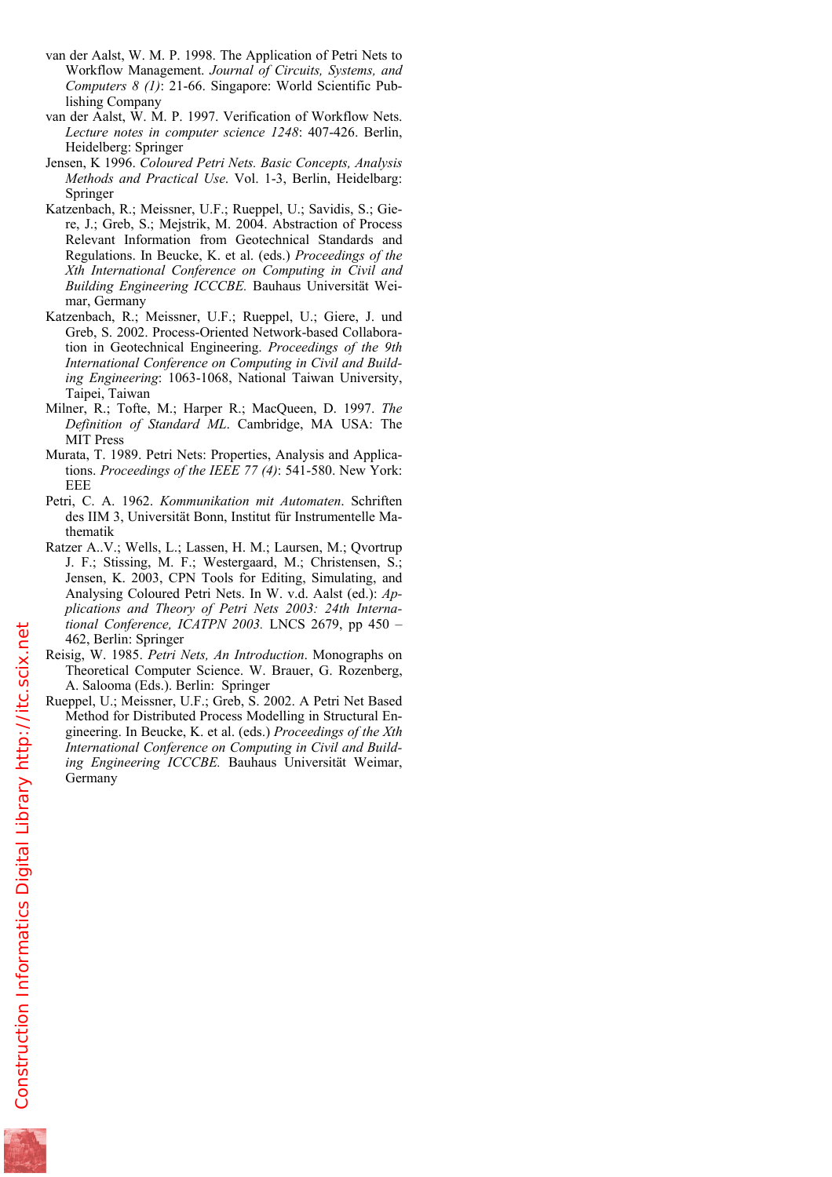van der Aalst, W. M. P. 1998. The Application of Petri Nets to Workflow Management. *Journal of Circuits, Systems, and Computers 8 (1)*: 21-66. Singapore: World Scientific Publishing Company

van der Aalst, W. M. P. 1997. Verification of Workflow Nets. *Lecture notes in computer science 1248*: 407-426. Berlin, Heidelberg: Springer

Jensen, K 1996. *Coloured Petri Nets. Basic Concepts, Analysis Methods and Practical Use*. Vol. 1-3, Berlin, Heidelbarg: Springer

Katzenbach, R.; Meissner, U.F.; Rueppel, U.; Savidis, S.; Giere, J.; Greb, S.; Mejstrik, M. 2004. Abstraction of Process Relevant Information from Geotechnical Standards and Regulations. In Beucke, K. et al. (eds.) *Proceedings of the Xth International Conference on Computing in Civil and Building Engineering ICCCBE.* Bauhaus Universität Weimar, Germany

Katzenbach, R.; Meissner, U.F.; Rueppel, U.; Giere, J. und Greb, S. 2002. Process-Oriented Network-based Collaboration in Geotechnical Engineering. *Proceedings of the 9th International Conference on Computing in Civil and Building Engineering*: 1063-1068, National Taiwan University, Taipei, Taiwan

Milner, R.; Tofte, M.; Harper R.; MacQueen, D. 1997. *The Definition of Standard ML*. Cambridge, MA USA: The MIT Press

Murata, T. 1989. Petri Nets: Properties, Analysis and Applications. *Proceedings of the IEEE 77 (4)*: 541-580. New York: EEE

Petri, C. A. 1962. *Kommunikation mit Automaten*. Schriften des IIM 3, Universität Bonn, Institut für Instrumentelle Mathematik

Ratzer A..V.; Wells, L.; Lassen, H. M.; Laursen, M.; Qvortrup J. F.; Stissing, M. F.; Westergaard, M.; Christensen, S.; Jensen, K. 2003, CPN Tools for Editing, Simulating, and Analysing Coloured Petri Nets. In W. v.d. Aalst (ed.): *Applications and Theory of Petri Nets 2003: 24th International Conference, ICATPN 2003.* LNCS 2679, pp 450 – 462, Berlin: Springer

Reisig, W. 1985. *Petri Nets, An Introduction*. Monographs on Theoretical Computer Science. W. Brauer, G. Rozenberg, A. Salooma (Eds.). Berlin: Springer

Rueppel, U.; Meissner, U.F.; Greb, S. 2002. A Petri Net Based Method for Distributed Process Modelling in Structural Engineering. In Beucke, K. et al. (eds.) *Proceedings of the Xth International Conference on Computing in Civil and Building Engineering ICCCBE.* Bauhaus Universität Weimar, Germany